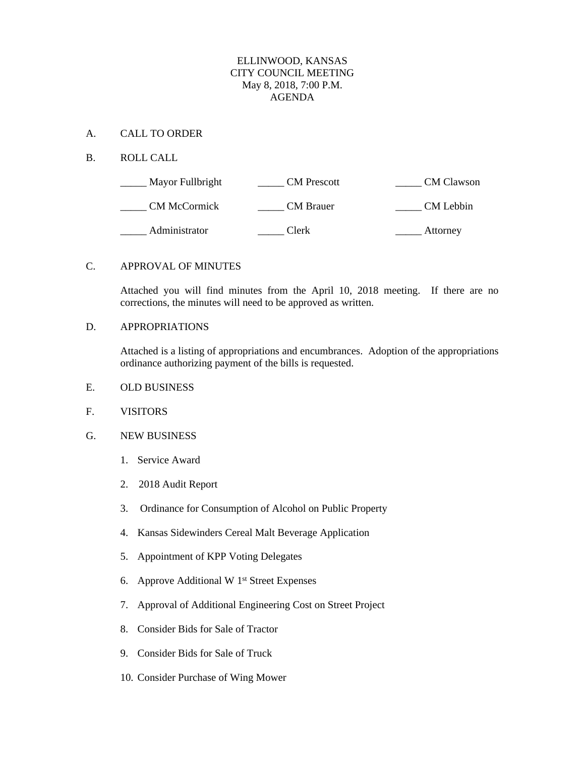# ELLINWOOD, KANSAS
# CITY COUNCIL MEETING
## May 8, 2018, 7:00 P.M.
## AGENDA

A. CALL TO ORDER

B. ROLL CALL

| | | |
|---|---|---|
| _____ Mayor Fullbright | _____ CM Prescott | _____ CM Clawson |
| _____ CM McCormick | _____ CM Brauer | _____ CM Lebbin |
| _____ Administrator | _____ Clerk | _____ Attorney |

C. APPROVAL OF MINUTES

Attached you will find minutes from the April 10, 2018 meeting. If there are no corrections, the minutes will need to be approved as written.

D. APPROPRIATIONS

Attached is a listing of appropriations and encumbrances. Adoption of the appropriations ordinance authorizing payment of the bills is requested.

E. OLD BUSINESS

F. VISITORS

G. NEW BUSINESS

1. Service Award
2. 2018 Audit Report
3. Ordinance for Consumption of Alcohol on Public Property
4. Kansas Sidewinders Cereal Malt Beverage Application
5. Appointment of KPP Voting Delegates
6. Approve Additional W 1st Street Expenses
7. Approval of Additional Engineering Cost on Street Project
8. Consider Bids for Sale of Tractor
9. Consider Bids for Sale of Truck
10. Consider Purchase of Wing Mower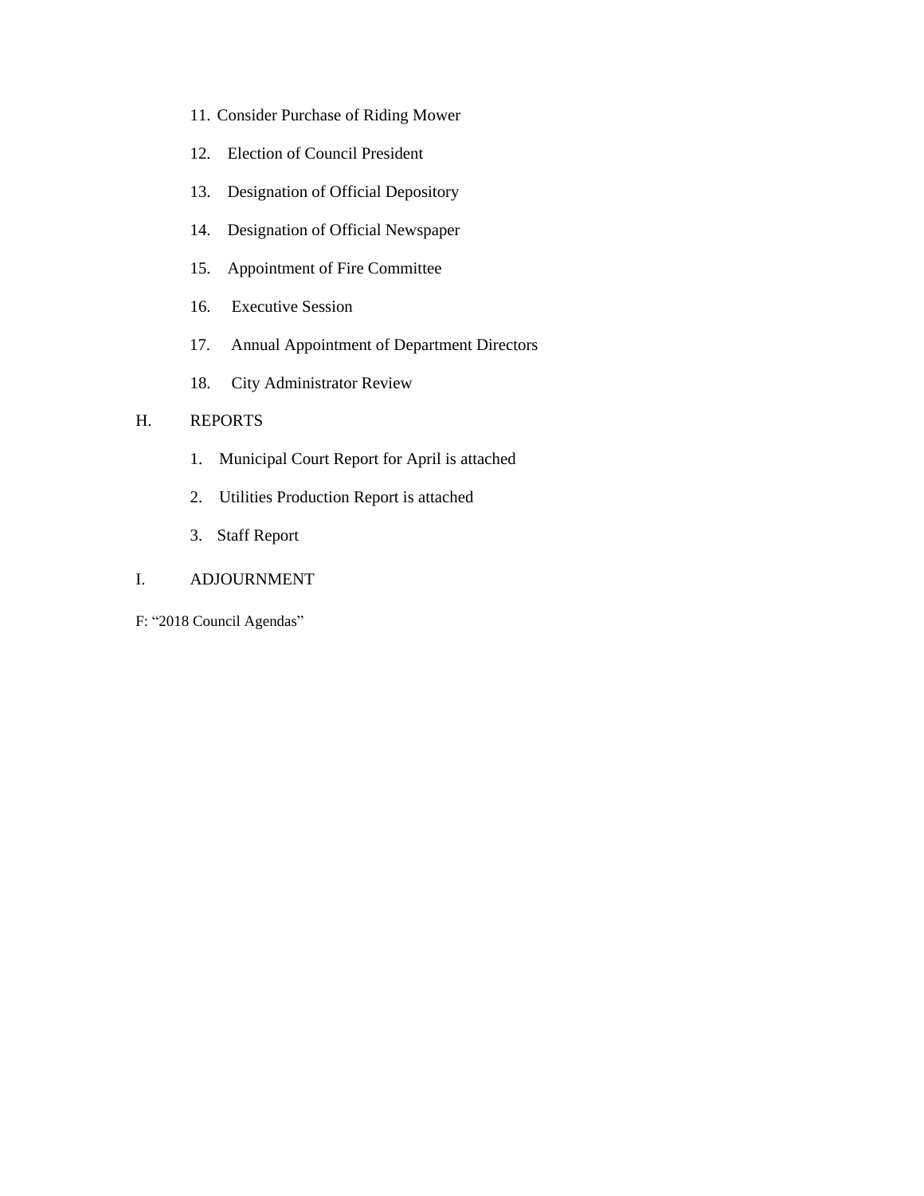11. Consider Purchase of Riding Mower
12. Election of Council President
13. Designation of Official Depository
14. Designation of Official Newspaper
15. Appointment of Fire Committee
16. Executive Session
17. Annual Appointment of Department Directors
18. City Administrator Review

H. REPORTS

1. Municipal Court Report for April is attached
2. Utilities Production Report is attached
3. Staff Report

I. ADJOURNMENT

F: “2018 Council Agendas”